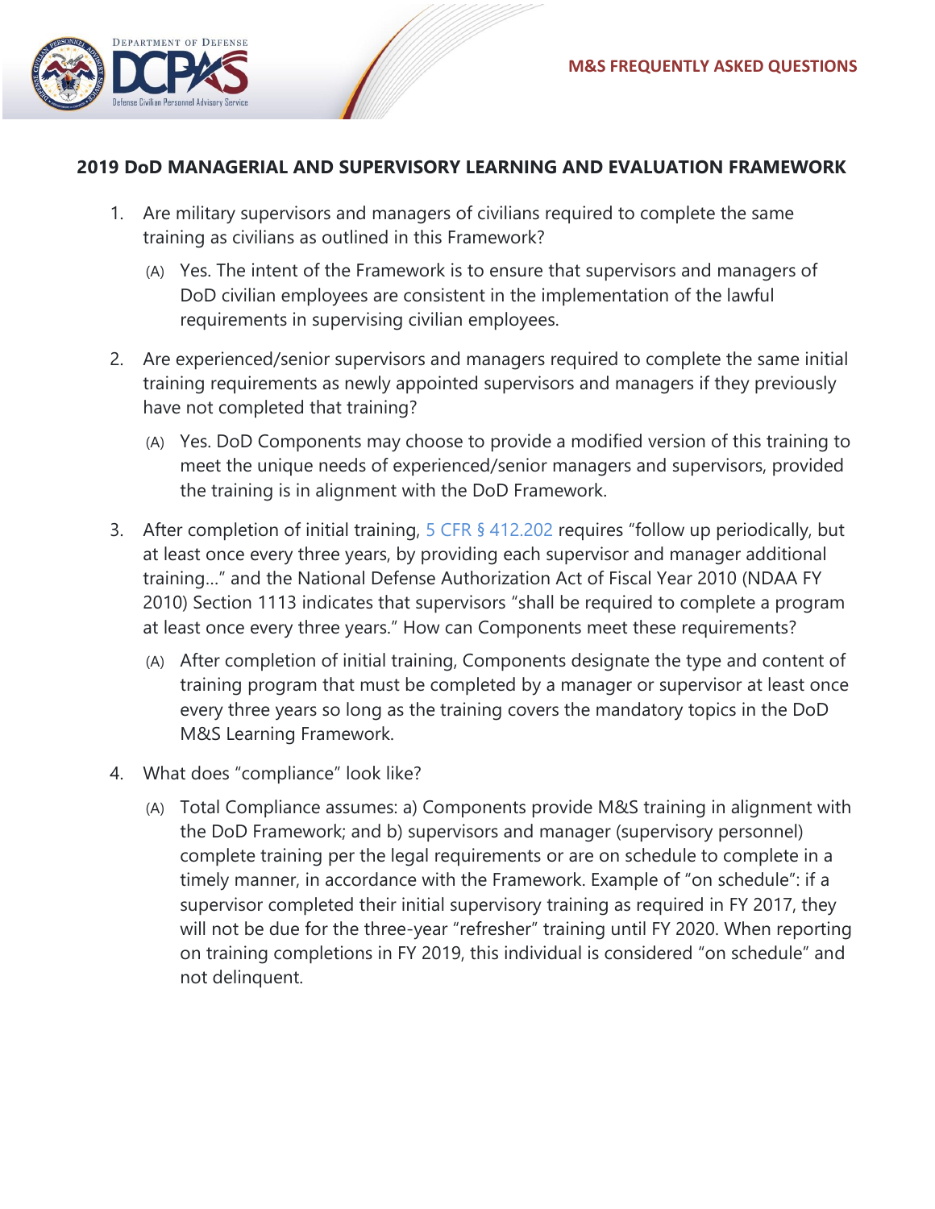## 2019 DoD MANAGERIAL AND SUPERVISORY LEARNING AND EVALUATION FRAMEWORK

1. Are military supervisors and managers of civilians required to complete the same training as civilians as outlined in this Framework?

   (A) Yes. The intent of the Framework is to ensure that supervisors and managers of DoD civilian employees are consistent in the implementation of the lawful requirements in supervising civilian employees.

2. Are experienced/senior supervisors and managers required to complete the same initial training requirements as newly appointed supervisors and managers if they previously have not completed that training?

   (A) Yes. DoD Components may choose to provide a modified version of this training to meet the unique needs of experienced/senior managers and supervisors, provided the training is in alignment with the DoD Framework.

3. After completion of initial training, 5 CFR § 412.202 requires "follow up periodically, but at least once every three years, by providing each supervisor and manager additional training…" and the National Defense Authorization Act of Fiscal Year 2010 (NDAA FY 2010) Section 1113 indicates that supervisors "shall be required to complete a program at least once every three years." How can Components meet these requirements?

   (A) After completion of initial training, Components designate the type and content of training program that must be completed by a manager or supervisor at least once every three years so long as the training covers the mandatory topics in the DoD M&S Learning Framework.

4. What does "compliance" look like?

   (A) Total Compliance assumes: a) Components provide M&S training in alignment with the DoD Framework; and b) supervisors and manager (supervisory personnel) complete training per the legal requirements or are on schedule to complete in a timely manner, in accordance with the Framework. Example of "on schedule": if a supervisor completed their initial supervisory training as required in FY 2017, they will not be due for the three-year "refresher" training until FY 2020. When reporting on training completions in FY 2019, this individual is considered "on schedule" and not delinquent.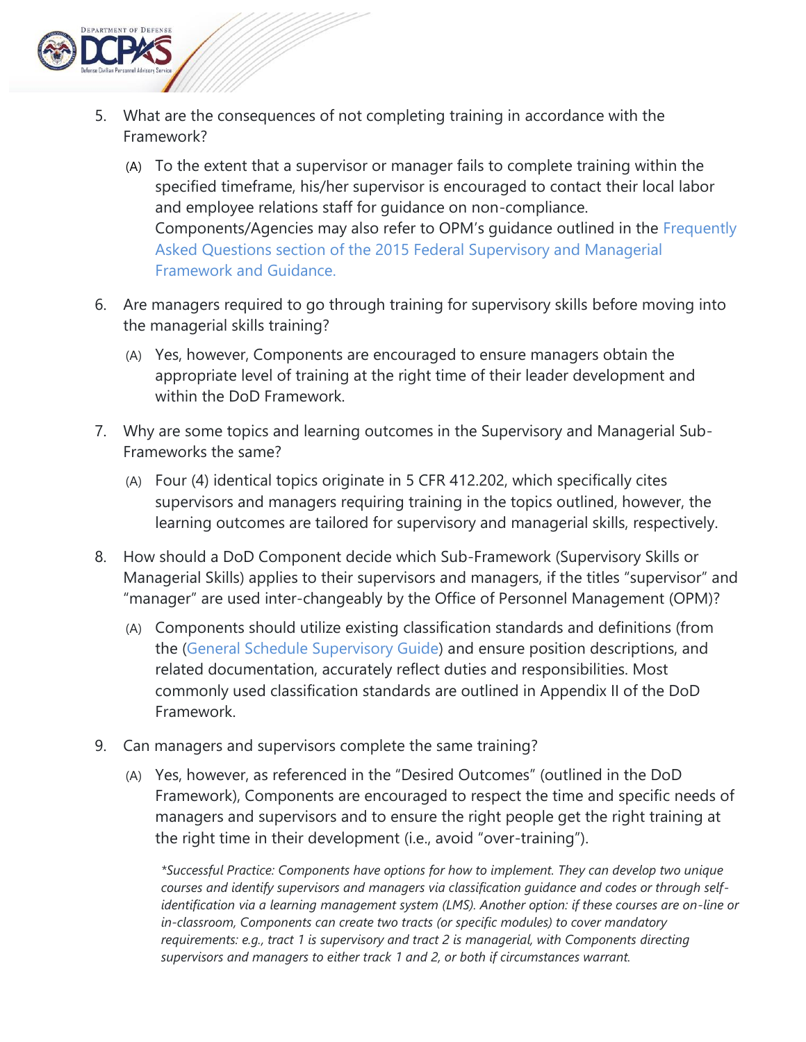5. What are the consequences of not completing training in accordance with the Framework?

   (A) To the extent that a supervisor or manager fails to complete training within the specified timeframe, his/her supervisor is encouraged to contact their local labor and employee relations staff for guidance on non-compliance. Components/Agencies may also refer to OPM's guidance outlined in the Frequently Asked Questions section of the 2015 Federal Supervisory and Managerial Framework and Guidance.

6. Are managers required to go through training for supervisory skills before moving into the managerial skills training?

   (A) Yes, however, Components are encouraged to ensure managers obtain the appropriate level of training at the right time of their leader development and within the DoD Framework.

7. Why are some topics and learning outcomes in the Supervisory and Managerial Sub-Frameworks the same?

   (A) Four (4) identical topics originate in 5 CFR 412.202, which specifically cites supervisors and managers requiring training in the topics outlined, however, the learning outcomes are tailored for supervisory and managerial skills, respectively.

8. How should a DoD Component decide which Sub-Framework (Supervisory Skills or Managerial Skills) applies to their supervisors and managers, if the titles "supervisor" and "manager" are used inter-changeably by the Office of Personnel Management (OPM)?

   (A) Components should utilize existing classification standards and definitions (from the (General Schedule Supervisory Guide) and ensure position descriptions, and related documentation, accurately reflect duties and responsibilities. Most commonly used classification standards are outlined in Appendix II of the DoD Framework.

9. Can managers and supervisors complete the same training?

   (A) Yes, however, as referenced in the "Desired Outcomes" (outlined in the DoD Framework), Components are encouraged to respect the time and specific needs of managers and supervisors and to ensure the right people get the right training at the right time in their development (i.e., avoid "over-training").

   *\*Successful Practice: Components have options for how to implement. They can develop two unique courses and identify supervisors and managers via classification guidance and codes or through self-identification via a learning management system (LMS). Another option: if these courses are on-line or in-classroom, Components can create two tracts (or specific modules) to cover mandatory requirements: e.g., tract 1 is supervisory and tract 2 is managerial, with Components directing supervisors and managers to either track 1 and 2, or both if circumstances warrant.*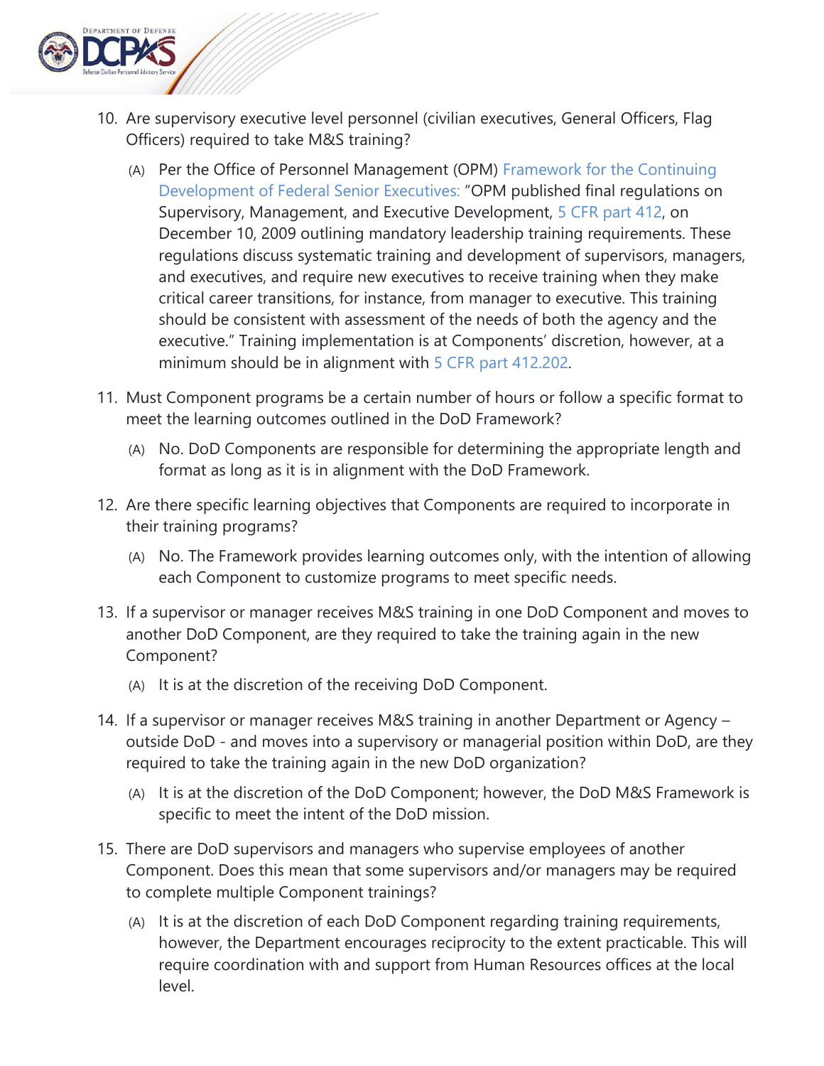10. Are supervisory executive level personnel (civilian executives, General Officers, Flag Officers) required to take M&S training?

    (A) Per the Office of Personnel Management (OPM) Framework for the Continuing Development of Federal Senior Executives: "OPM published final regulations on Supervisory, Management, and Executive Development, 5 CFR part 412, on December 10, 2009 outlining mandatory leadership training requirements. These regulations discuss systematic training and development of supervisors, managers, and executives, and require new executives to receive training when they make critical career transitions, for instance, from manager to executive. This training should be consistent with assessment of the needs of both the agency and the executive." Training implementation is at Components' discretion, however, at a minimum should be in alignment with 5 CFR part 412.202.

11. Must Component programs be a certain number of hours or follow a specific format to meet the learning outcomes outlined in the DoD Framework?

    (A) No. DoD Components are responsible for determining the appropriate length and format as long as it is in alignment with the DoD Framework.

12. Are there specific learning objectives that Components are required to incorporate in their training programs?

    (A) No. The Framework provides learning outcomes only, with the intention of allowing each Component to customize programs to meet specific needs.

13. If a supervisor or manager receives M&S training in one DoD Component and moves to another DoD Component, are they required to take the training again in the new Component?

    (A) It is at the discretion of the receiving DoD Component.

14. If a supervisor or manager receives M&S training in another Department or Agency – outside DoD - and moves into a supervisory or managerial position within DoD, are they required to take the training again in the new DoD organization?

    (A) It is at the discretion of the DoD Component; however, the DoD M&S Framework is specific to meet the intent of the DoD mission.

15. There are DoD supervisors and managers who supervise employees of another Component. Does this mean that some supervisors and/or managers may be required to complete multiple Component trainings?

    (A) It is at the discretion of each DoD Component regarding training requirements, however, the Department encourages reciprocity to the extent practicable. This will require coordination with and support from Human Resources offices at the local level.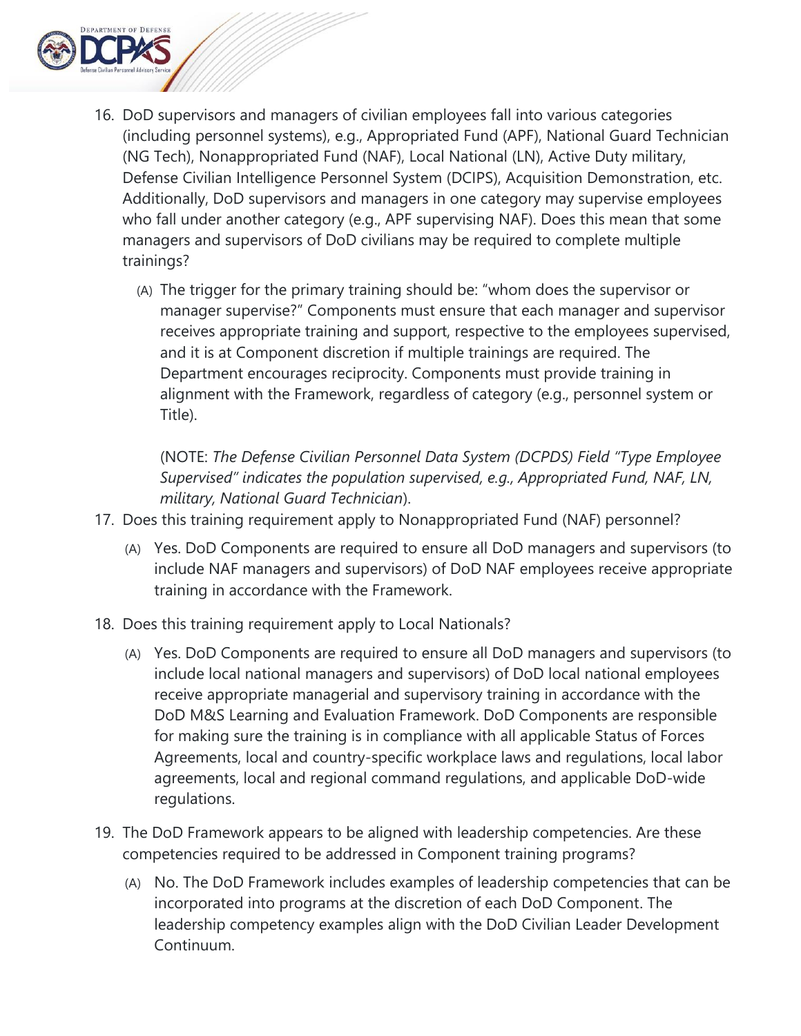16. DoD supervisors and managers of civilian employees fall into various categories (including personnel systems), e.g., Appropriated Fund (APF), National Guard Technician (NG Tech), Nonappropriated Fund (NAF), Local National (LN), Active Duty military, Defense Civilian Intelligence Personnel System (DCIPS), Acquisition Demonstration, etc. Additionally, DoD supervisors and managers in one category may supervise employees who fall under another category (e.g., APF supervising NAF). Does this mean that some managers and supervisors of DoD civilians may be required to complete multiple trainings?

    (A) The trigger for the primary training should be: "whom does the supervisor or manager supervise?" Components must ensure that each manager and supervisor receives appropriate training and support, respective to the employees supervised, and it is at Component discretion if multiple trainings are required. The Department encourages reciprocity. Components must provide training in alignment with the Framework, regardless of category (e.g., personnel system or Title).

    (NOTE: *The Defense Civilian Personnel Data System (DCPDS) Field "Type Employee Supervised" indicates the population supervised, e.g., Appropriated Fund, NAF, LN, military, National Guard Technician*).

17. Does this training requirement apply to Nonappropriated Fund (NAF) personnel?

    (A) Yes. DoD Components are required to ensure all DoD managers and supervisors (to include NAF managers and supervisors) of DoD NAF employees receive appropriate training in accordance with the Framework.

18. Does this training requirement apply to Local Nationals?

    (A) Yes. DoD Components are required to ensure all DoD managers and supervisors (to include local national managers and supervisors) of DoD local national employees receive appropriate managerial and supervisory training in accordance with the DoD M&S Learning and Evaluation Framework. DoD Components are responsible for making sure the training is in compliance with all applicable Status of Forces Agreements, local and country-specific workplace laws and regulations, local labor agreements, local and regional command regulations, and applicable DoD-wide regulations.

19. The DoD Framework appears to be aligned with leadership competencies. Are these competencies required to be addressed in Component training programs?

    (A) No. The DoD Framework includes examples of leadership competencies that can be incorporated into programs at the discretion of each DoD Component. The leadership competency examples align with the DoD Civilian Leader Development Continuum.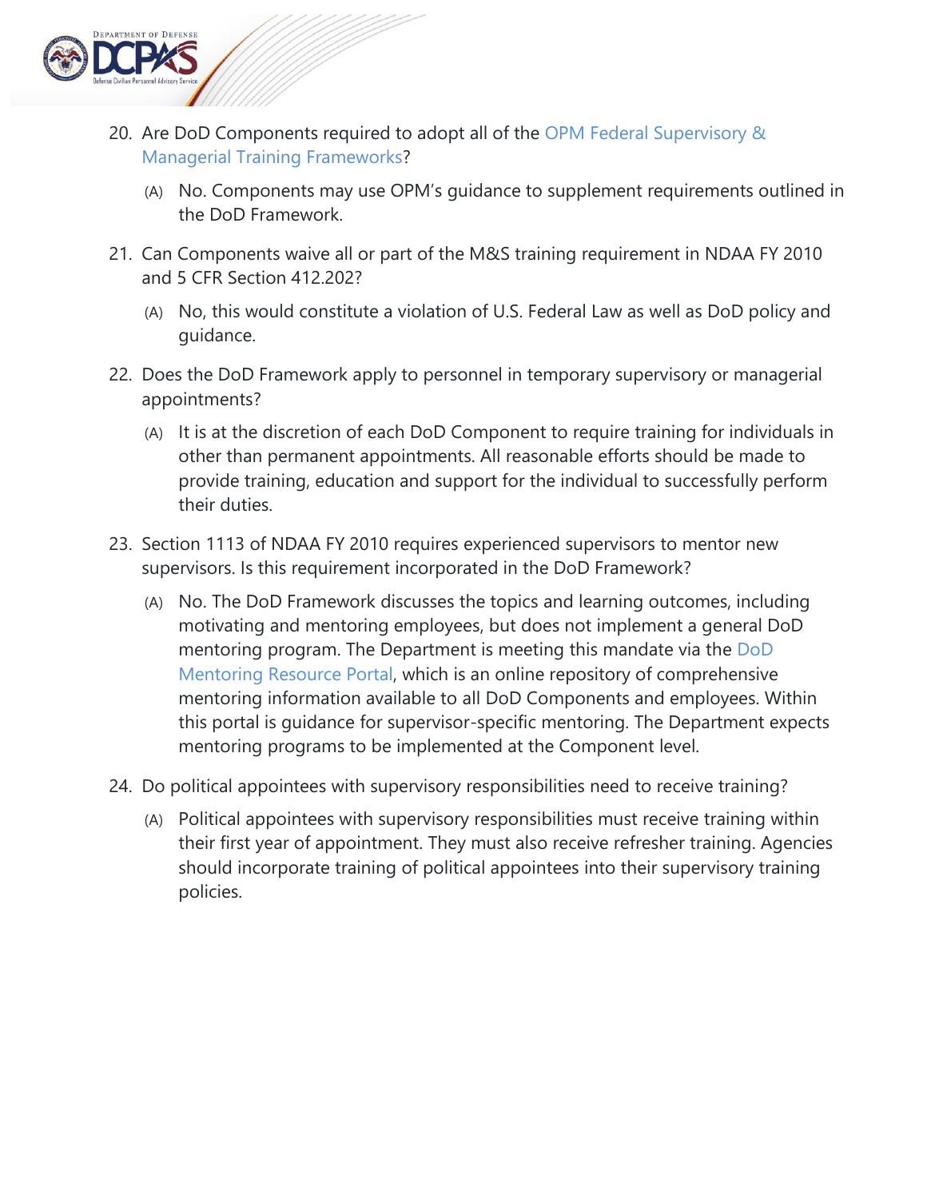20. Are DoD Components required to adopt all of the OPM Federal Supervisory & Managerial Training Frameworks?

    (A) No. Components may use OPM's guidance to supplement requirements outlined in the DoD Framework.

21. Can Components waive all or part of the M&S training requirement in NDAA FY 2010 and 5 CFR Section 412.202?

    (A) No, this would constitute a violation of U.S. Federal Law as well as DoD policy and guidance.

22. Does the DoD Framework apply to personnel in temporary supervisory or managerial appointments?

    (A) It is at the discretion of each DoD Component to require training for individuals in other than permanent appointments. All reasonable efforts should be made to provide training, education and support for the individual to successfully perform their duties.

23. Section 1113 of NDAA FY 2010 requires experienced supervisors to mentor new supervisors. Is this requirement incorporated in the DoD Framework?

    (A) No. The DoD Framework discusses the topics and learning outcomes, including motivating and mentoring employees, but does not implement a general DoD mentoring program. The Department is meeting this mandate via the DoD Mentoring Resource Portal, which is an online repository of comprehensive mentoring information available to all DoD Components and employees. Within this portal is guidance for supervisor-specific mentoring. The Department expects mentoring programs to be implemented at the Component level.

24. Do political appointees with supervisory responsibilities need to receive training?

    (A) Political appointees with supervisory responsibilities must receive training within their first year of appointment. They must also receive refresher training. Agencies should incorporate training of political appointees into their supervisory training policies.